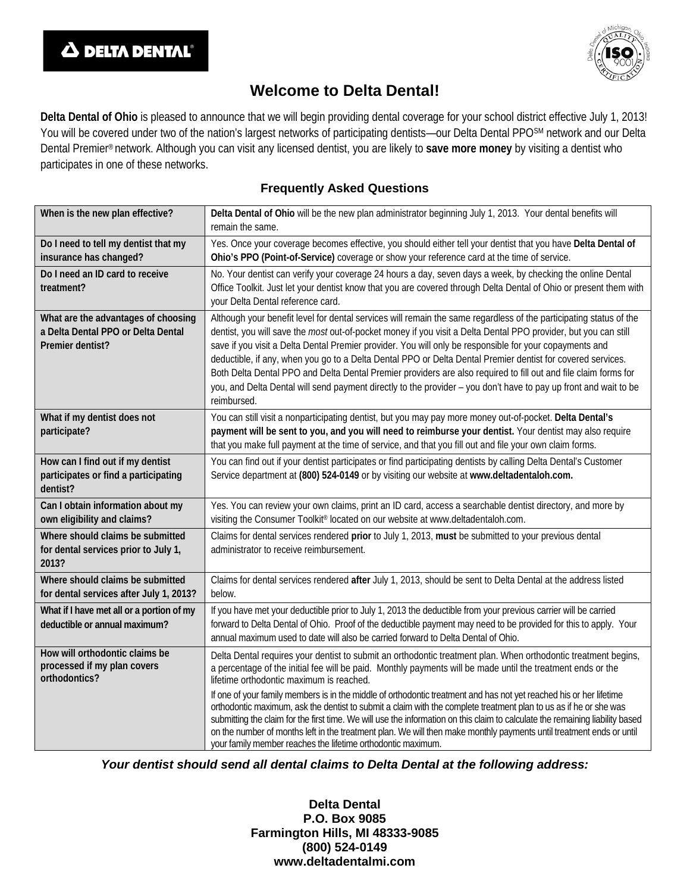# Welcome to Delta Dental!

**Delta Dental of Ohio** is pleased to announce that we will begin providing dental coverage for your school district effective July 1, 2013! You will be covered under two of the nation's largest networks of participating dentists—our Delta Dental PPO℠ network and our Delta Dental Premier® network. Although you can visit any licensed dentist, you are likely to **save more money** by visiting a dentist who participates in one of these networks.

## Frequently Asked Questions

| | |
|---|---|
| **When is the new plan effective?** | **Delta Dental of Ohio** will be the new plan administrator beginning July 1, 2013. Your dental benefits will remain the same. |
| **Do I need to tell my dentist that my insurance has changed?** | Yes. Once your coverage becomes effective, you should either tell your dentist that you have **Delta Dental of Ohio's PPO (Point-of-Service)** coverage or show your reference card at the time of service. |
| **Do I need an ID card to receive treatment?** | No. Your dentist can verify your coverage 24 hours a day, seven days a week, by checking the online Dental Office Toolkit. Just let your dentist know that you are covered through Delta Dental of Ohio or present them with your Delta Dental reference card. |
| **What are the advantages of choosing a Delta Dental PPO or Delta Dental Premier dentist?** | Although your benefit level for dental services will remain the same regardless of the participating status of the dentist, you will save the *most* out-of-pocket money if you visit a Delta Dental PPO provider, but you can still save if you visit a Delta Dental Premier provider. You will only be responsible for your copayments and deductible, if any, when you go to a Delta Dental PPO or Delta Dental Premier dentist for covered services. Both Delta Dental PPO and Delta Dental Premier providers are also required to fill out and file claim forms for you, and Delta Dental will send payment directly to the provider – you don't have to pay up front and wait to be reimbursed. |
| **What if my dentist does not participate?** | You can still visit a nonparticipating dentist, but you may pay more money out-of-pocket. **Delta Dental's payment will be sent to you, and you will need to reimburse your dentist.** Your dentist may also require that you make full payment at the time of service, and that you fill out and file your own claim forms. |
| **How can I find out if my dentist participates or find a participating dentist?** | You can find out if your dentist participates or find participating dentists by calling Delta Dental's Customer Service department at **(800) 524-0149** or by visiting our website at **www.deltadentaloh.com.** |
| **Can I obtain information about my own eligibility and claims?** | Yes. You can review your own claims, print an ID card, access a searchable dentist directory, and more by visiting the Consumer Toolkit® located on our website at www.deltadentaloh.com. |
| **Where should claims be submitted for dental services prior to July 1, 2013?** | Claims for dental services rendered **prior** to July 1, 2013, **must** be submitted to your previous dental administrator to receive reimbursement. |
| **Where should claims be submitted for dental services after July 1, 2013?** | Claims for dental services rendered **after** July 1, 2013, should be sent to Delta Dental at the address listed below. |
| **What if I have met all or a portion of my deductible or annual maximum?** | If you have met your deductible prior to July 1, 2013 the deductible from your previous carrier will be carried forward to Delta Dental of Ohio. Proof of the deductible payment may need to be provided for this to apply. Your annual maximum used to date will also be carried forward to Delta Dental of Ohio. |
| **How will orthodontic claims be processed if my plan covers orthodontics?** | Delta Dental requires your dentist to submit an orthodontic treatment plan. When orthodontic treatment begins, a percentage of the initial fee will be paid. Monthly payments will be made until the treatment ends or the lifetime orthodontic maximum is reached.<br><br>If one of your family members is in the middle of orthodontic treatment and has not yet reached his or her lifetime orthodontic maximum, ask the dentist to submit a claim with the complete treatment plan to us as if he or she was submitting the claim for the first time. We will use the information on this claim to calculate the remaining liability based on the number of months left in the treatment plan. We will then make monthly payments until treatment ends or until your family member reaches the lifetime orthodontic maximum. |

***Your dentist should send all dental claims to Delta Dental at the following address:***

**Delta Dental**
**P.O. Box 9085**
**Farmington Hills, MI 48333-9085**
**(800) 524-0149**
**www.deltadentalmi.com**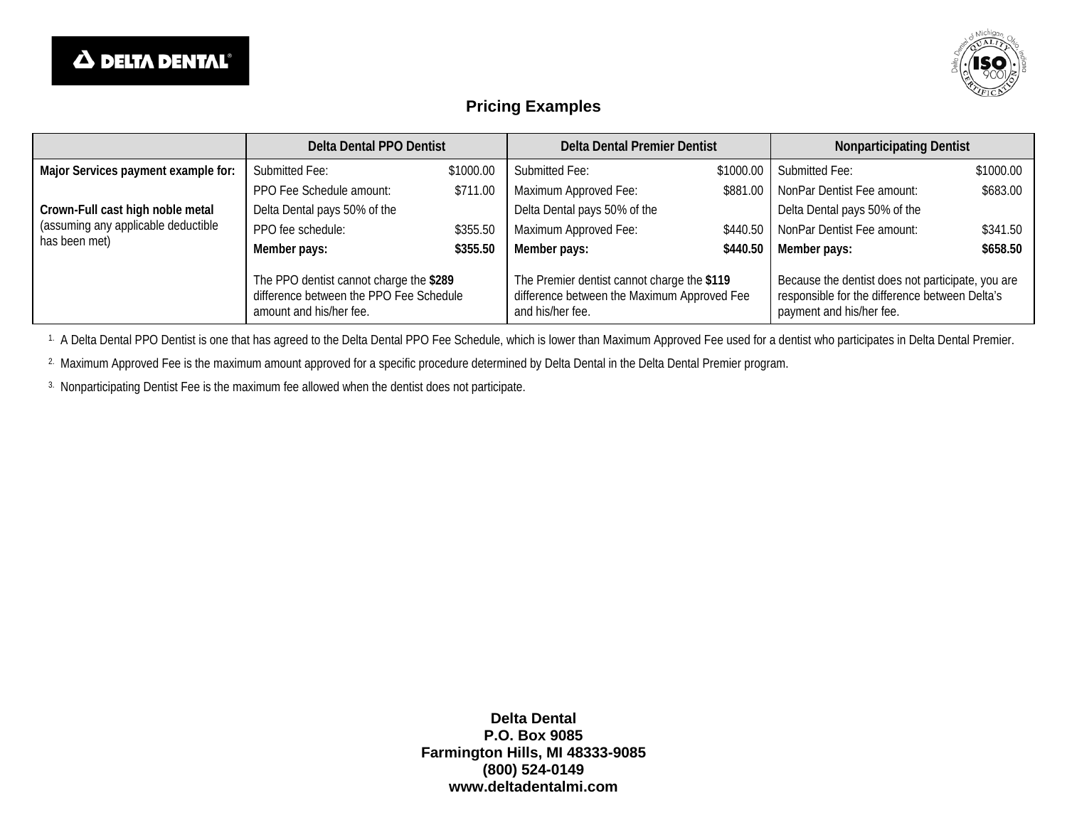## Pricing Examples

| | Delta Dental PPO Dentist | | Delta Dental Premier Dentist | | Nonparticipating Dentist | |
|---|---|---|---|---|---|---|
| **Major Services payment example for:** | Submitted Fee: | $1000.00 | Submitted Fee: | $1000.00 | Submitted Fee: | $1000.00 |
| | PPO Fee Schedule amount: | $711.00 | Maximum Approved Fee: | $881.00 | NonPar Dentist Fee amount: | $683.00 |
| **Crown-Full cast high noble metal** (assuming any applicable deductible has been met) | Delta Dental pays 50% of the PPO fee schedule: | $355.50 | Delta Dental pays 50% of the Maximum Approved Fee: | $440.50 | Delta Dental pays 50% of the NonPar Dentist Fee amount: | $341.50 |
| | **Member pays:** | **$355.50** | **Member pays:** | **$440.50** | **Member pays:** | **$658.50** |
| | The PPO dentist cannot charge the **$289** difference between the PPO Fee Schedule amount and his/her fee. | | The Premier dentist cannot charge the **$119** difference between the Maximum Approved Fee and his/her fee. | | Because the dentist does not participate, you are responsible for the difference between Delta's payment and his/her fee. | |

1. A Delta Dental PPO Dentist is one that has agreed to the Delta Dental PPO Fee Schedule, which is lower than Maximum Approved Fee used for a dentist who participates in Delta Dental Premier.
2. Maximum Approved Fee is the maximum amount approved for a specific procedure determined by Delta Dental in the Delta Dental Premier program.
3. Nonparticipating Dentist Fee is the maximum fee allowed when the dentist does not participate.

**Delta Dental**
**P.O. Box 9085**
**Farmington Hills, MI 48333-9085**
**(800) 524-0149**
**www.deltadentalmi.com**